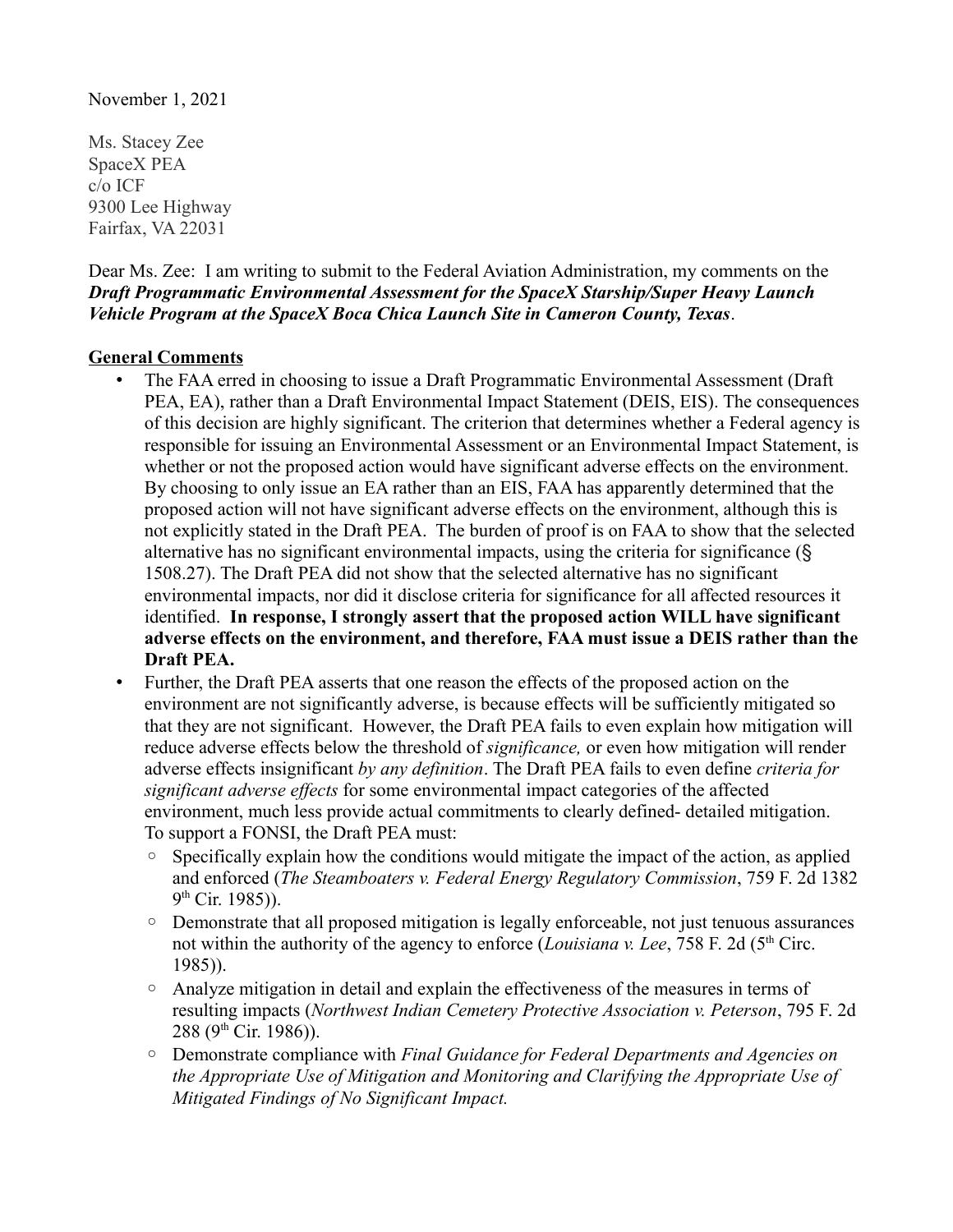November 1, 2021

Ms. Stacey Zee
SpaceX PEA
c/o ICF
9300 Lee Highway
Fairfax, VA 22031

Dear Ms. Zee: I am writing to submit to the Federal Aviation Administration, my comments on the ***Draft Programmatic Environmental Assessment for the SpaceX Starship/Super Heavy Launch Vehicle Program at the SpaceX Boca Chica Launch Site in Cameron County, Texas***.

**General Comments**

- The FAA erred in choosing to issue a Draft Programmatic Environmental Assessment (Draft PEA, EA), rather than a Draft Environmental Impact Statement (DEIS, EIS). The consequences of this decision are highly significant. The criterion that determines whether a Federal agency is responsible for issuing an Environmental Assessment or an Environmental Impact Statement, is whether or not the proposed action would have significant adverse effects on the environment. By choosing to only issue an EA rather than an EIS, FAA has apparently determined that the proposed action will not have significant adverse effects on the environment, although this is not explicitly stated in the Draft PEA. The burden of proof is on FAA to show that the selected alternative has no significant environmental impacts, using the criteria for significance (§ 1508.27). The Draft PEA did not show that the selected alternative has no significant environmental impacts, nor did it disclose criteria for significance for all affected resources it identified. **In response, I strongly assert that the proposed action WILL have significant adverse effects on the environment, and therefore, FAA must issue a DEIS rather than the Draft PEA.**
- Further, the Draft PEA asserts that one reason the effects of the proposed action on the environment are not significantly adverse, is because effects will be sufficiently mitigated so that they are not significant. However, the Draft PEA fails to even explain how mitigation will reduce adverse effects below the threshold of *significance,* or even how mitigation will render adverse effects insignificant *by any definition*. The Draft PEA fails to even define *criteria for significant adverse effects* for some environmental impact categories of the affected environment, much less provide actual commitments to clearly defined- detailed mitigation. To support a FONSI, the Draft PEA must:
  - Specifically explain how the conditions would mitigate the impact of the action, as applied and enforced (*The Steamboaters v. Federal Energy Regulatory Commission*, 759 F. 2d 1382 9th Cir. 1985)).
  - Demonstrate that all proposed mitigation is legally enforceable, not just tenuous assurances not within the authority of the agency to enforce (*Louisiana v. Lee*, 758 F. 2d (5th Circ. 1985)).
  - Analyze mitigation in detail and explain the effectiveness of the measures in terms of resulting impacts (*Northwest Indian Cemetery Protective Association v. Peterson*, 795 F. 2d 288 (9th Cir. 1986)).
  - Demonstrate compliance with *Final Guidance for Federal Departments and Agencies on the Appropriate Use of Mitigation and Monitoring and Clarifying the Appropriate Use of Mitigated Findings of No Significant Impact.*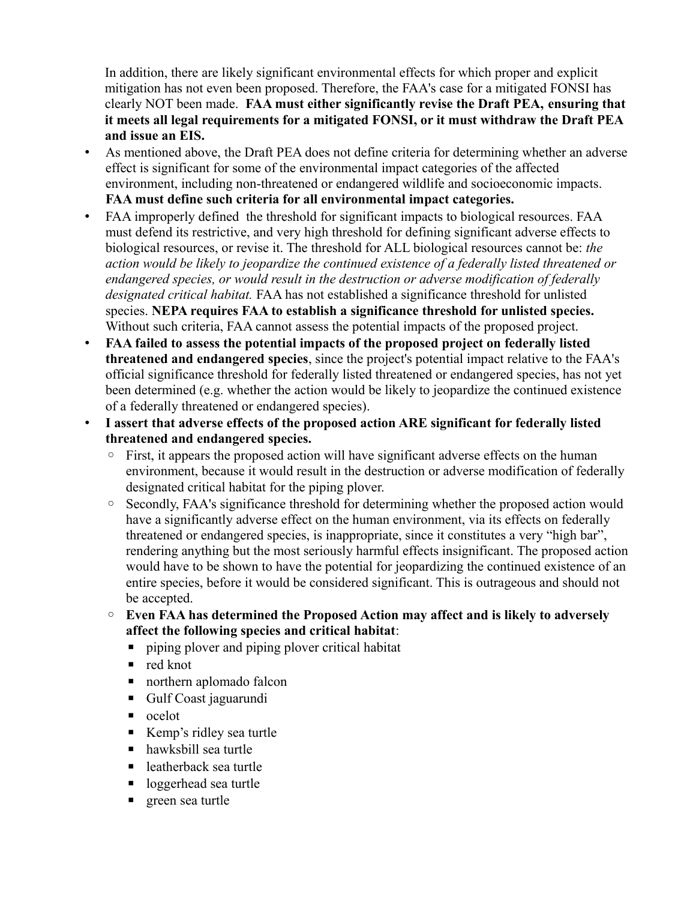In addition, there are likely significant environmental effects for which proper and explicit mitigation has not even been proposed. Therefore, the FAA's case for a mitigated FONSI has clearly NOT been made. **FAA must either significantly revise the Draft PEA, ensuring that it meets all legal requirements for a mitigated FONSI, or it must withdraw the Draft PEA and issue an EIS.**

- As mentioned above, the Draft PEA does not define criteria for determining whether an adverse effect is significant for some of the environmental impact categories of the affected environment, including non-threatened or endangered wildlife and socioeconomic impacts. **FAA must define such criteria for all environmental impact categories.**
- FAA improperly defined the threshold for significant impacts to biological resources. FAA must defend its restrictive, and very high threshold for defining significant adverse effects to biological resources, or revise it. The threshold for ALL biological resources cannot be: *the action would be likely to jeopardize the continued existence of a federally listed threatened or endangered species, or would result in the destruction or adverse modification of federally designated critical habitat.* FAA has not established a significance threshold for unlisted species. **NEPA requires FAA to establish a significance threshold for unlisted species.** Without such criteria, FAA cannot assess the potential impacts of the proposed project.
- **FAA failed to assess the potential impacts of the proposed project on federally listed threatened and endangered species**, since the project's potential impact relative to the FAA's official significance threshold for federally listed threatened or endangered species, has not yet been determined (e.g. whether the action would be likely to jeopardize the continued existence of a federally threatened or endangered species).
- **I assert that adverse effects of the proposed action ARE significant for federally listed threatened and endangered species.**
  - First, it appears the proposed action will have significant adverse effects on the human environment, because it would result in the destruction or adverse modification of federally designated critical habitat for the piping plover.
  - Secondly, FAA's significance threshold for determining whether the proposed action would have a significantly adverse effect on the human environment, via its effects on federally threatened or endangered species, is inappropriate, since it constitutes a very "high bar", rendering anything but the most seriously harmful effects insignificant. The proposed action would have to be shown to have the potential for jeopardizing the continued existence of an entire species, before it would be considered significant. This is outrageous and should not be accepted.
  - **Even FAA has determined the Proposed Action may affect and is likely to adversely affect the following species and critical habitat**:
    - piping plover and piping plover critical habitat
    - red knot
    - northern aplomado falcon
    - Gulf Coast jaguarundi
    - ocelot
    - Kemp's ridley sea turtle
    - hawksbill sea turtle
    - leatherback sea turtle
    - loggerhead sea turtle
    - green sea turtle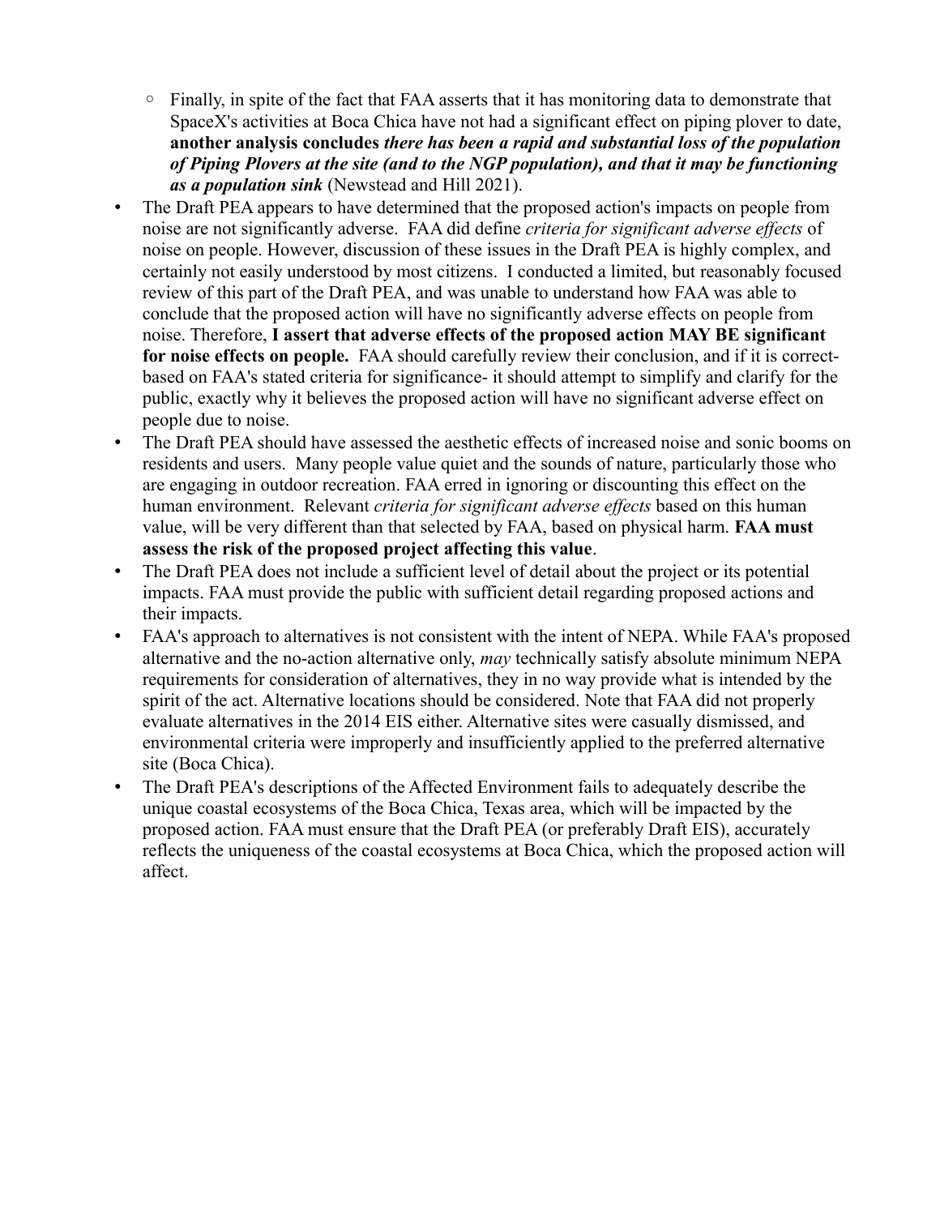- Finally, in spite of the fact that FAA asserts that it has monitoring data to demonstrate that SpaceX's activities at Boca Chica have not had a significant effect on piping plover to date, **another analysis concludes** ***there has been a rapid and substantial loss of the population of Piping Plovers at the site (and to the NGP population), and that it may be functioning as a population sink*** (Newstead and Hill 2021).
- The Draft PEA appears to have determined that the proposed action's impacts on people from noise are not significantly adverse. FAA did define *criteria for significant adverse effects* of noise on people. However, discussion of these issues in the Draft PEA is highly complex, and certainly not easily understood by most citizens. I conducted a limited, but reasonably focused review of this part of the Draft PEA, and was unable to understand how FAA was able to conclude that the proposed action will have no significantly adverse effects on people from noise. Therefore, **I assert that adverse effects of the proposed action MAY BE significant for noise effects on people.** FAA should carefully review their conclusion, and if it is correct- based on FAA's stated criteria for significance- it should attempt to simplify and clarify for the public, exactly why it believes the proposed action will have no significant adverse effect on people due to noise.
- The Draft PEA should have assessed the aesthetic effects of increased noise and sonic booms on residents and users. Many people value quiet and the sounds of nature, particularly those who are engaging in outdoor recreation. FAA erred in ignoring or discounting this effect on the human environment. Relevant *criteria for significant adverse effects* based on this human value, will be very different than that selected by FAA, based on physical harm. **FAA must assess the risk of the proposed project affecting this value**.
- The Draft PEA does not include a sufficient level of detail about the project or its potential impacts. FAA must provide the public with sufficient detail regarding proposed actions and their impacts.
- FAA's approach to alternatives is not consistent with the intent of NEPA. While FAA's proposed alternative and the no-action alternative only, *may* technically satisfy absolute minimum NEPA requirements for consideration of alternatives, they in no way provide what is intended by the spirit of the act. Alternative locations should be considered. Note that FAA did not properly evaluate alternatives in the 2014 EIS either. Alternative sites were casually dismissed, and environmental criteria were improperly and insufficiently applied to the preferred alternative site (Boca Chica).
- The Draft PEA's descriptions of the Affected Environment fails to adequately describe the unique coastal ecosystems of the Boca Chica, Texas area, which will be impacted by the proposed action. FAA must ensure that the Draft PEA (or preferably Draft EIS), accurately reflects the uniqueness of the coastal ecosystems at Boca Chica, which the proposed action will affect.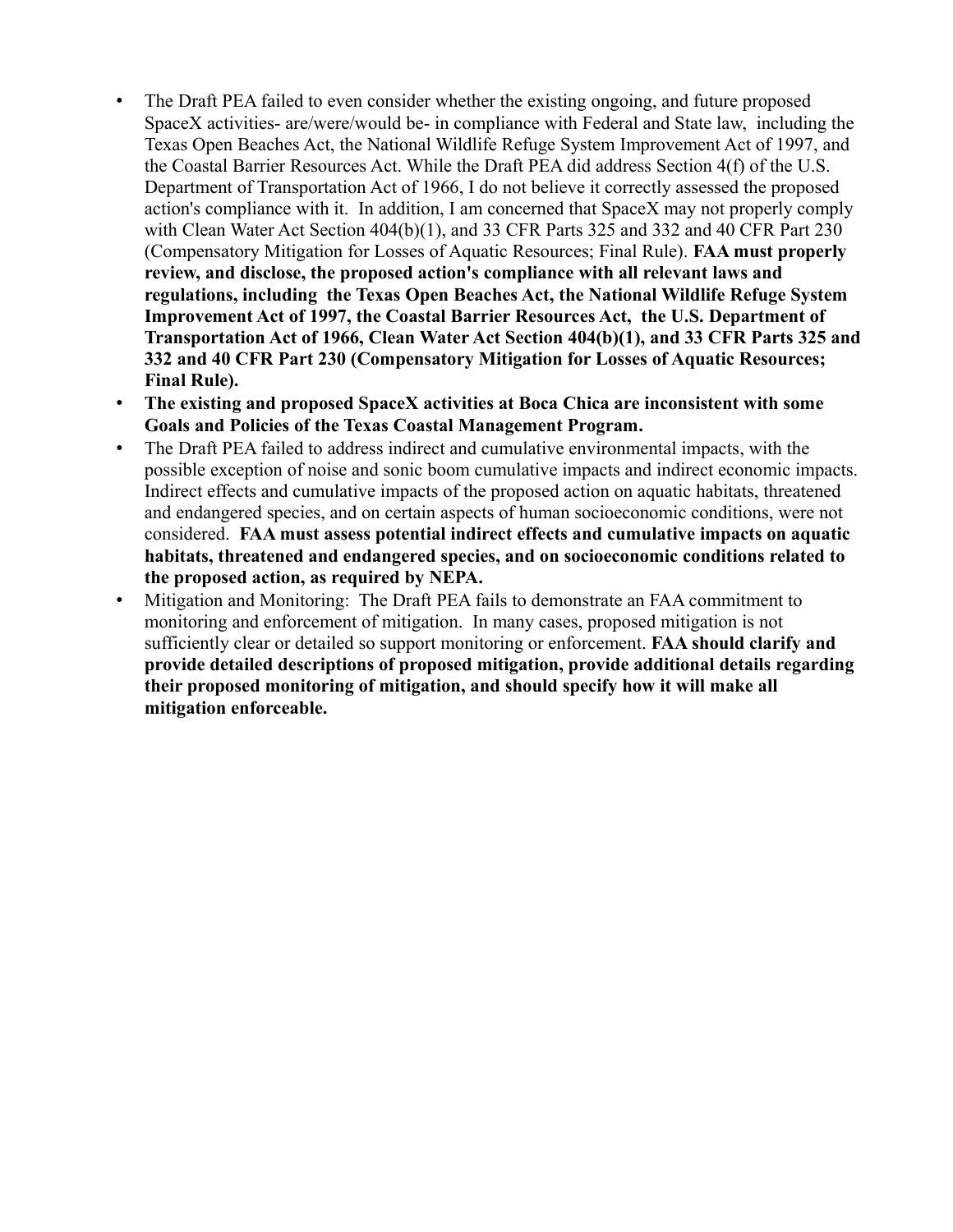- The Draft PEA failed to even consider whether the existing ongoing, and future proposed SpaceX activities- are/were/would be- in compliance with Federal and State law, including the Texas Open Beaches Act, the National Wildlife Refuge System Improvement Act of 1997, and the Coastal Barrier Resources Act. While the Draft PEA did address Section 4(f) of the U.S. Department of Transportation Act of 1966, I do not believe it correctly assessed the proposed action's compliance with it. In addition, I am concerned that SpaceX may not properly comply with Clean Water Act Section 404(b)(1), and 33 CFR Parts 325 and 332 and 40 CFR Part 230 (Compensatory Mitigation for Losses of Aquatic Resources; Final Rule). **FAA must properly review, and disclose, the proposed action's compliance with all relevant laws and regulations, including the Texas Open Beaches Act, the National Wildlife Refuge System Improvement Act of 1997, the Coastal Barrier Resources Act, the U.S. Department of Transportation Act of 1966, Clean Water Act Section 404(b)(1), and 33 CFR Parts 325 and 332 and 40 CFR Part 230 (Compensatory Mitigation for Losses of Aquatic Resources; Final Rule).**
- **The existing and proposed SpaceX activities at Boca Chica are inconsistent with some Goals and Policies of the Texas Coastal Management Program.**
- The Draft PEA failed to address indirect and cumulative environmental impacts, with the possible exception of noise and sonic boom cumulative impacts and indirect economic impacts. Indirect effects and cumulative impacts of the proposed action on aquatic habitats, threatened and endangered species, and on certain aspects of human socioeconomic conditions, were not considered. **FAA must assess potential indirect effects and cumulative impacts on aquatic habitats, threatened and endangered species, and on socioeconomic conditions related to the proposed action, as required by NEPA.**
- Mitigation and Monitoring: The Draft PEA fails to demonstrate an FAA commitment to monitoring and enforcement of mitigation. In many cases, proposed mitigation is not sufficiently clear or detailed so support monitoring or enforcement. **FAA should clarify and provide detailed descriptions of proposed mitigation, provide additional details regarding their proposed monitoring of mitigation, and should specify how it will make all mitigation enforceable.**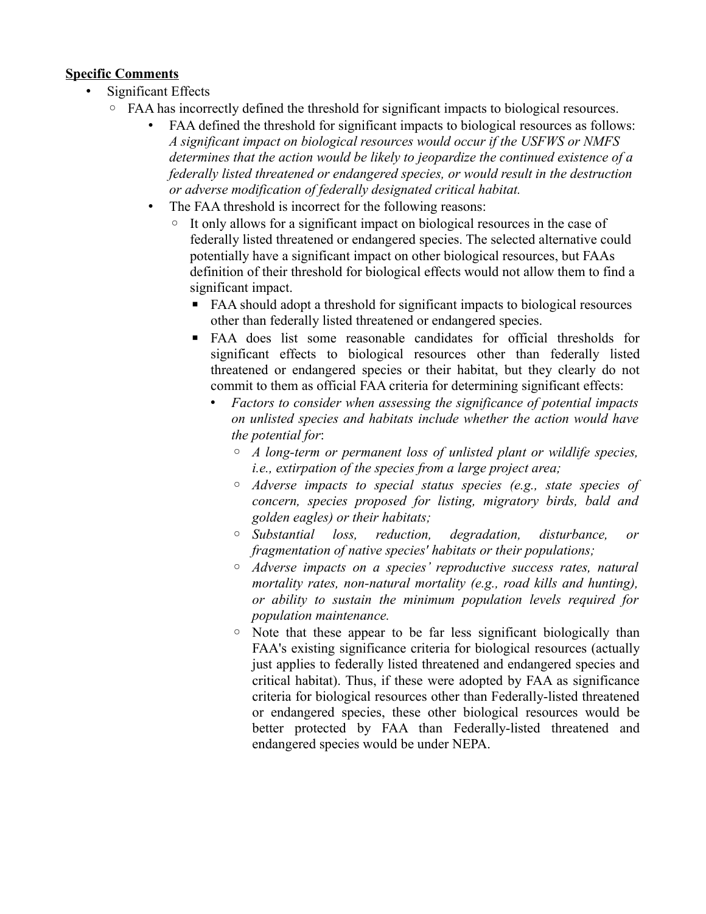**Specific Comments**

- Significant Effects
  - FAA has incorrectly defined the threshold for significant impacts to biological resources.
    - FAA defined the threshold for significant impacts to biological resources as follows: *A significant impact on biological resources would occur if the USFWS or NMFS determines that the action would be likely to jeopardize the continued existence of a federally listed threatened or endangered species, or would result in the destruction or adverse modification of federally designated critical habitat.*
    - The FAA threshold is incorrect for the following reasons:
      - It only allows for a significant impact on biological resources in the case of federally listed threatened or endangered species. The selected alternative could potentially have a significant impact on other biological resources, but FAAs definition of their threshold for biological effects would not allow them to find a significant impact.
        - FAA should adopt a threshold for significant impacts to biological resources other than federally listed threatened or endangered species.
        - FAA does list some reasonable candidates for official thresholds for significant effects to biological resources other than federally listed threatened or endangered species or their habitat, but they clearly do not commit to them as official FAA criteria for determining significant effects:
          - *Factors to consider when assessing the significance of potential impacts on unlisted species and habitats include whether the action would have the potential for*:
            - *A long-term or permanent loss of unlisted plant or wildlife species, i.e., extirpation of the species from a large project area;*
            - *Adverse impacts to special status species (e.g., state species of concern, species proposed for listing, migratory birds, bald and golden eagles) or their habitats;*
            - *Substantial loss, reduction, degradation, disturbance, or fragmentation of native species' habitats or their populations;*
            - *Adverse impacts on a species' reproductive success rates, natural mortality rates, non-natural mortality (e.g., road kills and hunting), or ability to sustain the minimum population levels required for population maintenance.*
            - Note that these appear to be far less significant biologically than FAA's existing significance criteria for biological resources (actually just applies to federally listed threatened and endangered species and critical habitat). Thus, if these were adopted by FAA as significance criteria for biological resources other than Federally-listed threatened or endangered species, these other biological resources would be better protected by FAA than Federally-listed threatened and endangered species would be under NEPA.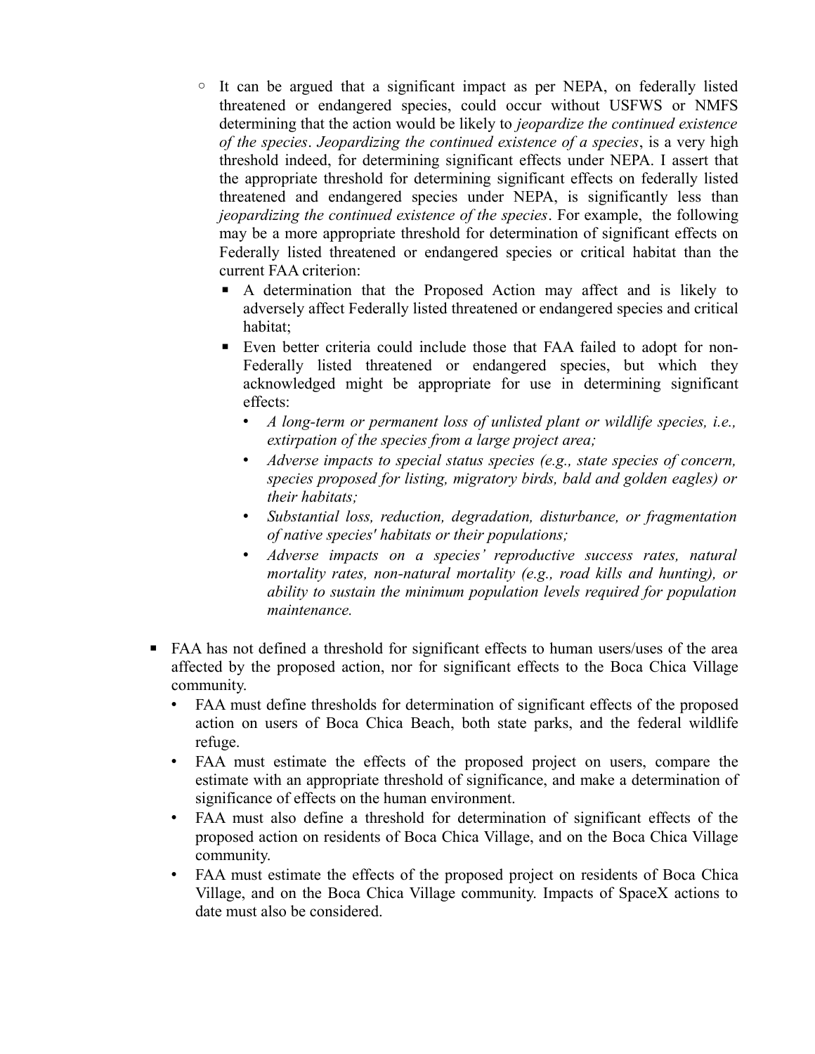- It can be argued that a significant impact as per NEPA, on federally listed threatened or endangered species, could occur without USFWS or NMFS determining that the action would be likely to *jeopardize the continued existence of the species*. *Jeopardizing the continued existence of a species*, is a very high threshold indeed, for determining significant effects under NEPA. I assert that the appropriate threshold for determining significant effects on federally listed threatened and endangered species under NEPA, is significantly less than *jeopardizing the continued existence of the species*. For example, the following may be a more appropriate threshold for determination of significant effects on Federally listed threatened or endangered species or critical habitat than the current FAA criterion:
      - A determination that the Proposed Action may affect and is likely to adversely affect Federally listed threatened or endangered species and critical habitat;
      - Even better criteria could include those that FAA failed to adopt for non-Federally listed threatened or endangered species, but which they acknowledged might be appropriate for use in determining significant effects:
        - *A long-term or permanent loss of unlisted plant or wildlife species, i.e., extirpation of the species from a large project area;*
        - *Adverse impacts to special status species (e.g., state species of concern, species proposed for listing, migratory birds, bald and golden eagles) or their habitats;*
        - *Substantial loss, reduction, degradation, disturbance, or fragmentation of native species' habitats or their populations;*
        - *Adverse impacts on a species' reproductive success rates, natural mortality rates, non-natural mortality (e.g., road kills and hunting), or ability to sustain the minimum population levels required for population maintenance.*

- FAA has not defined a threshold for significant effects to human users/uses of the area affected by the proposed action, nor for significant effects to the Boca Chica Village community.
  - FAA must define thresholds for determination of significant effects of the proposed action on users of Boca Chica Beach, both state parks, and the federal wildlife refuge.
  - FAA must estimate the effects of the proposed project on users, compare the estimate with an appropriate threshold of significance, and make a determination of significance of effects on the human environment.
  - FAA must also define a threshold for determination of significant effects of the proposed action on residents of Boca Chica Village, and on the Boca Chica Village community.
  - FAA must estimate the effects of the proposed project on residents of Boca Chica Village, and on the Boca Chica Village community. Impacts of SpaceX actions to date must also be considered.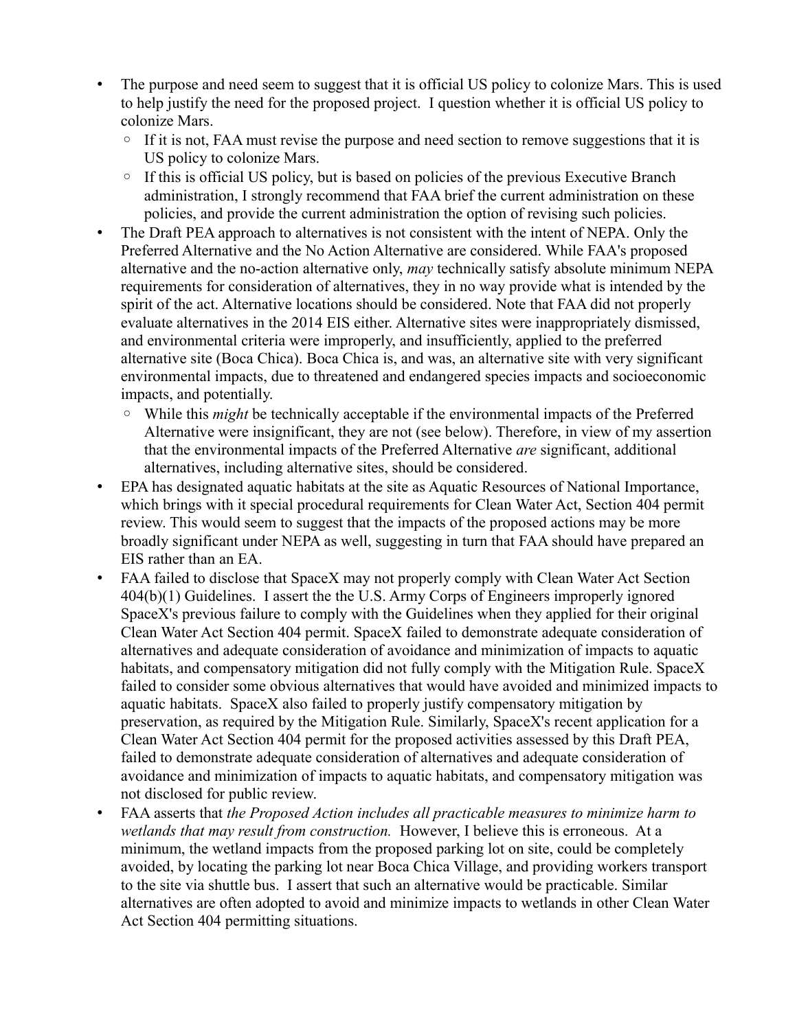- The purpose and need seem to suggest that it is official US policy to colonize Mars. This is used to help justify the need for the proposed project. I question whether it is official US policy to colonize Mars.
  - If it is not, FAA must revise the purpose and need section to remove suggestions that it is US policy to colonize Mars.
  - If this is official US policy, but is based on policies of the previous Executive Branch administration, I strongly recommend that FAA brief the current administration on these policies, and provide the current administration the option of revising such policies.
- The Draft PEA approach to alternatives is not consistent with the intent of NEPA. Only the Preferred Alternative and the No Action Alternative are considered. While FAA's proposed alternative and the no-action alternative only, *may* technically satisfy absolute minimum NEPA requirements for consideration of alternatives, they in no way provide what is intended by the spirit of the act. Alternative locations should be considered. Note that FAA did not properly evaluate alternatives in the 2014 EIS either. Alternative sites were inappropriately dismissed, and environmental criteria were improperly, and insufficiently, applied to the preferred alternative site (Boca Chica). Boca Chica is, and was, an alternative site with very significant environmental impacts, due to threatened and endangered species impacts and socioeconomic impacts, and potentially.
  - While this *might* be technically acceptable if the environmental impacts of the Preferred Alternative were insignificant, they are not (see below). Therefore, in view of my assertion that the environmental impacts of the Preferred Alternative *are* significant, additional alternatives, including alternative sites, should be considered.
- EPA has designated aquatic habitats at the site as Aquatic Resources of National Importance, which brings with it special procedural requirements for Clean Water Act, Section 404 permit review. This would seem to suggest that the impacts of the proposed actions may be more broadly significant under NEPA as well, suggesting in turn that FAA should have prepared an EIS rather than an EA.
- FAA failed to disclose that SpaceX may not properly comply with Clean Water Act Section 404(b)(1) Guidelines. I assert the the U.S. Army Corps of Engineers improperly ignored SpaceX's previous failure to comply with the Guidelines when they applied for their original Clean Water Act Section 404 permit. SpaceX failed to demonstrate adequate consideration of alternatives and adequate consideration of avoidance and minimization of impacts to aquatic habitats, and compensatory mitigation did not fully comply with the Mitigation Rule. SpaceX failed to consider some obvious alternatives that would have avoided and minimized impacts to aquatic habitats. SpaceX also failed to properly justify compensatory mitigation by preservation, as required by the Mitigation Rule. Similarly, SpaceX's recent application for a Clean Water Act Section 404 permit for the proposed activities assessed by this Draft PEA, failed to demonstrate adequate consideration of alternatives and adequate consideration of avoidance and minimization of impacts to aquatic habitats, and compensatory mitigation was not disclosed for public review.
- FAA asserts that *the Proposed Action includes all practicable measures to minimize harm to wetlands that may result from construction.* However, I believe this is erroneous. At a minimum, the wetland impacts from the proposed parking lot on site, could be completely avoided, by locating the parking lot near Boca Chica Village, and providing workers transport to the site via shuttle bus. I assert that such an alternative would be practicable. Similar alternatives are often adopted to avoid and minimize impacts to wetlands in other Clean Water Act Section 404 permitting situations.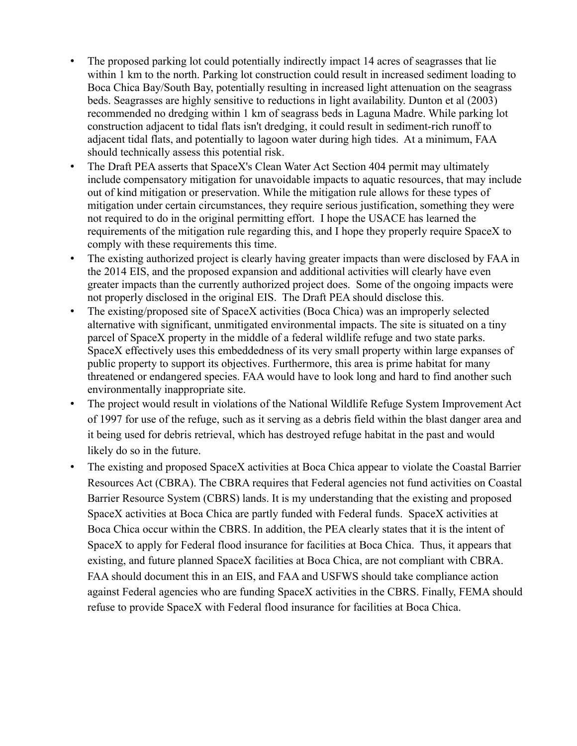- The proposed parking lot could potentially indirectly impact 14 acres of seagrasses that lie within 1 km to the north. Parking lot construction could result in increased sediment loading to Boca Chica Bay/South Bay, potentially resulting in increased light attenuation on the seagrass beds. Seagrasses are highly sensitive to reductions in light availability. Dunton et al (2003) recommended no dredging within 1 km of seagrass beds in Laguna Madre. While parking lot construction adjacent to tidal flats isn't dredging, it could result in sediment-rich runoff to adjacent tidal flats, and potentially to lagoon water during high tides. At a minimum, FAA should technically assess this potential risk.
- The Draft PEA asserts that SpaceX's Clean Water Act Section 404 permit may ultimately include compensatory mitigation for unavoidable impacts to aquatic resources, that may include out of kind mitigation or preservation. While the mitigation rule allows for these types of mitigation under certain circumstances, they require serious justification, something they were not required to do in the original permitting effort. I hope the USACE has learned the requirements of the mitigation rule regarding this, and I hope they properly require SpaceX to comply with these requirements this time.
- The existing authorized project is clearly having greater impacts than were disclosed by FAA in the 2014 EIS, and the proposed expansion and additional activities will clearly have even greater impacts than the currently authorized project does. Some of the ongoing impacts were not properly disclosed in the original EIS. The Draft PEA should disclose this.
- The existing/proposed site of SpaceX activities (Boca Chica) was an improperly selected alternative with significant, unmitigated environmental impacts. The site is situated on a tiny parcel of SpaceX property in the middle of a federal wildlife refuge and two state parks. SpaceX effectively uses this embeddedness of its very small property within large expanses of public property to support its objectives. Furthermore, this area is prime habitat for many threatened or endangered species. FAA would have to look long and hard to find another such environmentally inappropriate site.
- The project would result in violations of the National Wildlife Refuge System Improvement Act of 1997 for use of the refuge, such as it serving as a debris field within the blast danger area and it being used for debris retrieval, which has destroyed refuge habitat in the past and would likely do so in the future.
- The existing and proposed SpaceX activities at Boca Chica appear to violate the Coastal Barrier Resources Act (CBRA). The CBRA requires that Federal agencies not fund activities on Coastal Barrier Resource System (CBRS) lands. It is my understanding that the existing and proposed SpaceX activities at Boca Chica are partly funded with Federal funds. SpaceX activities at Boca Chica occur within the CBRS. In addition, the PEA clearly states that it is the intent of SpaceX to apply for Federal flood insurance for facilities at Boca Chica. Thus, it appears that existing, and future planned SpaceX facilities at Boca Chica, are not compliant with CBRA. FAA should document this in an EIS, and FAA and USFWS should take compliance action against Federal agencies who are funding SpaceX activities in the CBRS. Finally, FEMA should refuse to provide SpaceX with Federal flood insurance for facilities at Boca Chica.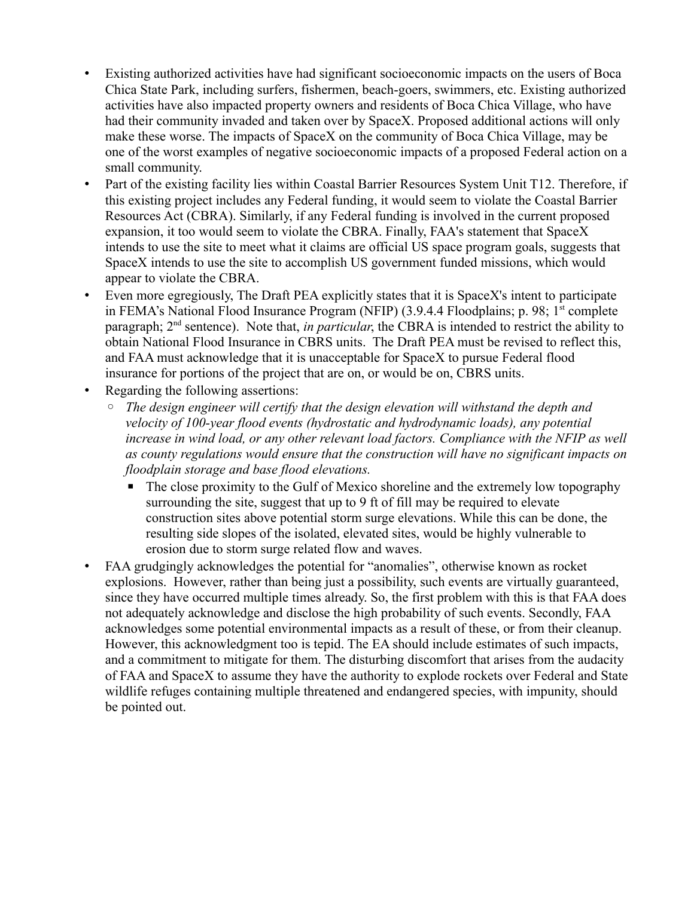- Existing authorized activities have had significant socioeconomic impacts on the users of Boca Chica State Park, including surfers, fishermen, beach-goers, swimmers, etc. Existing authorized activities have also impacted property owners and residents of Boca Chica Village, who have had their community invaded and taken over by SpaceX. Proposed additional actions will only make these worse. The impacts of SpaceX on the community of Boca Chica Village, may be one of the worst examples of negative socioeconomic impacts of a proposed Federal action on a small community.
- Part of the existing facility lies within Coastal Barrier Resources System Unit T12. Therefore, if this existing project includes any Federal funding, it would seem to violate the Coastal Barrier Resources Act (CBRA). Similarly, if any Federal funding is involved in the current proposed expansion, it too would seem to violate the CBRA. Finally, FAA's statement that SpaceX intends to use the site to meet what it claims are official US space program goals, suggests that SpaceX intends to use the site to accomplish US government funded missions, which would appear to violate the CBRA.
- Even more egregiously, The Draft PEA explicitly states that it is SpaceX's intent to participate in FEMA's National Flood Insurance Program (NFIP) (3.9.4.4 Floodplains; p. 98; 1st complete paragraph; 2nd sentence). Note that, *in particular*, the CBRA is intended to restrict the ability to obtain National Flood Insurance in CBRS units. The Draft PEA must be revised to reflect this, and FAA must acknowledge that it is unacceptable for SpaceX to pursue Federal flood insurance for portions of the project that are on, or would be on, CBRS units.
- Regarding the following assertions:
  - *The design engineer will certify that the design elevation will withstand the depth and velocity of 100-year flood events (hydrostatic and hydrodynamic loads), any potential increase in wind load, or any other relevant load factors. Compliance with the NFIP as well as county regulations would ensure that the construction will have no significant impacts on floodplain storage and base flood elevations.*
    - The close proximity to the Gulf of Mexico shoreline and the extremely low topography surrounding the site, suggest that up to 9 ft of fill may be required to elevate construction sites above potential storm surge elevations. While this can be done, the resulting side slopes of the isolated, elevated sites, would be highly vulnerable to erosion due to storm surge related flow and waves.
- FAA grudgingly acknowledges the potential for "anomalies", otherwise known as rocket explosions. However, rather than being just a possibility, such events are virtually guaranteed, since they have occurred multiple times already. So, the first problem with this is that FAA does not adequately acknowledge and disclose the high probability of such events. Secondly, FAA acknowledges some potential environmental impacts as a result of these, or from their cleanup. However, this acknowledgment too is tepid. The EA should include estimates of such impacts, and a commitment to mitigate for them. The disturbing discomfort that arises from the audacity of FAA and SpaceX to assume they have the authority to explode rockets over Federal and State wildlife refuges containing multiple threatened and endangered species, with impunity, should be pointed out.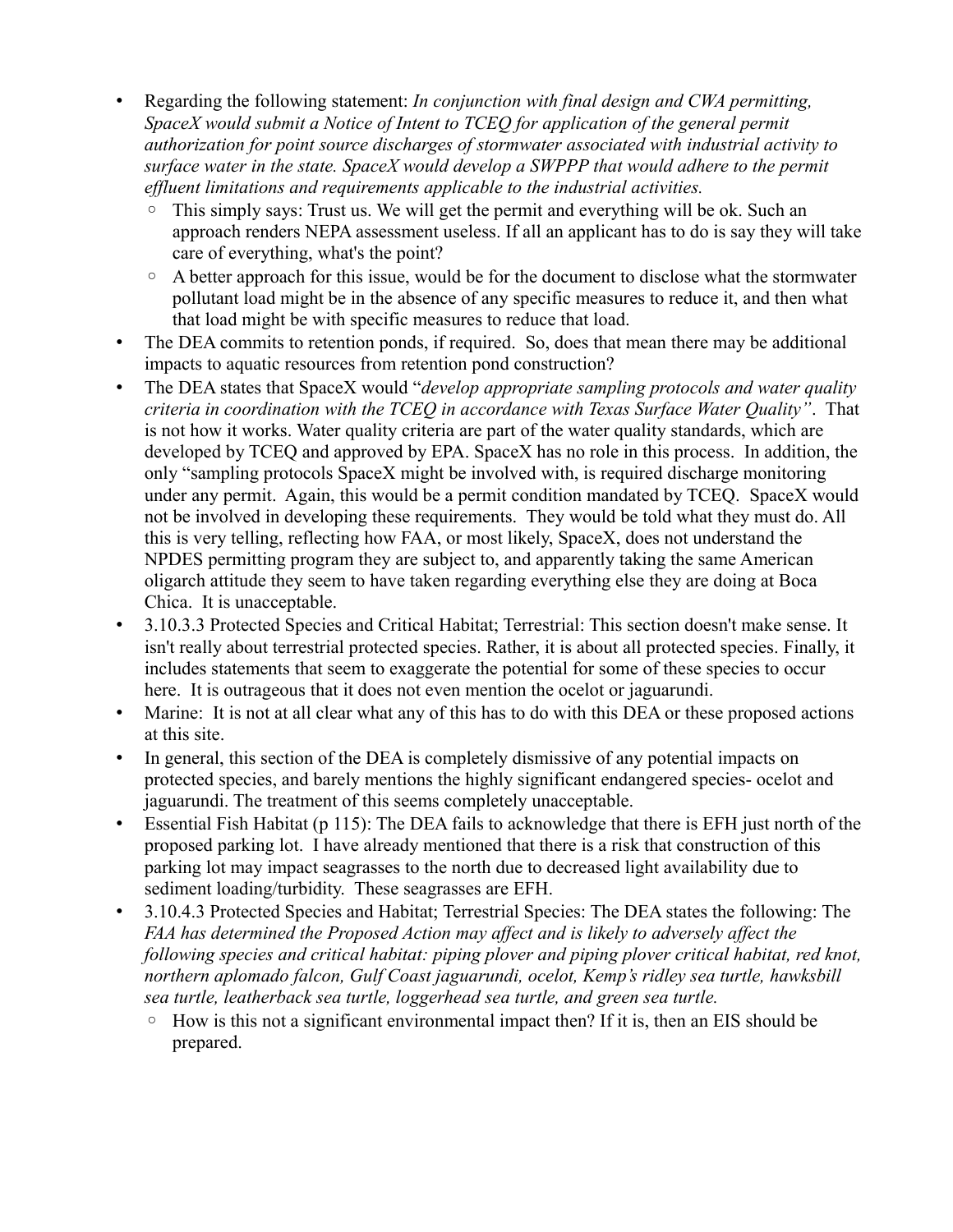- Regarding the following statement: *In conjunction with final design and CWA permitting, SpaceX would submit a Notice of Intent to TCEQ for application of the general permit authorization for point source discharges of stormwater associated with industrial activity to surface water in the state. SpaceX would develop a SWPPP that would adhere to the permit effluent limitations and requirements applicable to the industrial activities.*
  - This simply says: Trust us. We will get the permit and everything will be ok. Such an approach renders NEPA assessment useless. If all an applicant has to do is say they will take care of everything, what's the point?
  - A better approach for this issue, would be for the document to disclose what the stormwater pollutant load might be in the absence of any specific measures to reduce it, and then what that load might be with specific measures to reduce that load.
- The DEA commits to retention ponds, if required. So, does that mean there may be additional impacts to aquatic resources from retention pond construction?
- The DEA states that SpaceX would "*develop appropriate sampling protocols and water quality criteria in coordination with the TCEQ in accordance with Texas Surface Water Quality"*. That is not how it works. Water quality criteria are part of the water quality standards, which are developed by TCEQ and approved by EPA. SpaceX has no role in this process. In addition, the only "sampling protocols SpaceX might be involved with, is required discharge monitoring under any permit. Again, this would be a permit condition mandated by TCEQ. SpaceX would not be involved in developing these requirements. They would be told what they must do. All this is very telling, reflecting how FAA, or most likely, SpaceX, does not understand the NPDES permitting program they are subject to, and apparently taking the same American oligarch attitude they seem to have taken regarding everything else they are doing at Boca Chica. It is unacceptable.
- 3.10.3.3 Protected Species and Critical Habitat; Terrestrial: This section doesn't make sense. It isn't really about terrestrial protected species. Rather, it is about all protected species. Finally, it includes statements that seem to exaggerate the potential for some of these species to occur here. It is outrageous that it does not even mention the ocelot or jaguarundi.
- Marine: It is not at all clear what any of this has to do with this DEA or these proposed actions at this site.
- In general, this section of the DEA is completely dismissive of any potential impacts on protected species, and barely mentions the highly significant endangered species- ocelot and jaguarundi. The treatment of this seems completely unacceptable.
- Essential Fish Habitat (p 115): The DEA fails to acknowledge that there is EFH just north of the proposed parking lot. I have already mentioned that there is a risk that construction of this parking lot may impact seagrasses to the north due to decreased light availability due to sediment loading/turbidity. These seagrasses are EFH.
- 3.10.4.3 Protected Species and Habitat; Terrestrial Species: The DEA states the following: The *FAA has determined the Proposed Action may affect and is likely to adversely affect the following species and critical habitat: piping plover and piping plover critical habitat, red knot, northern aplomado falcon, Gulf Coast jaguarundi, ocelot, Kemp's ridley sea turtle, hawksbill sea turtle, leatherback sea turtle, loggerhead sea turtle, and green sea turtle.*
  - How is this not a significant environmental impact then? If it is, then an EIS should be prepared.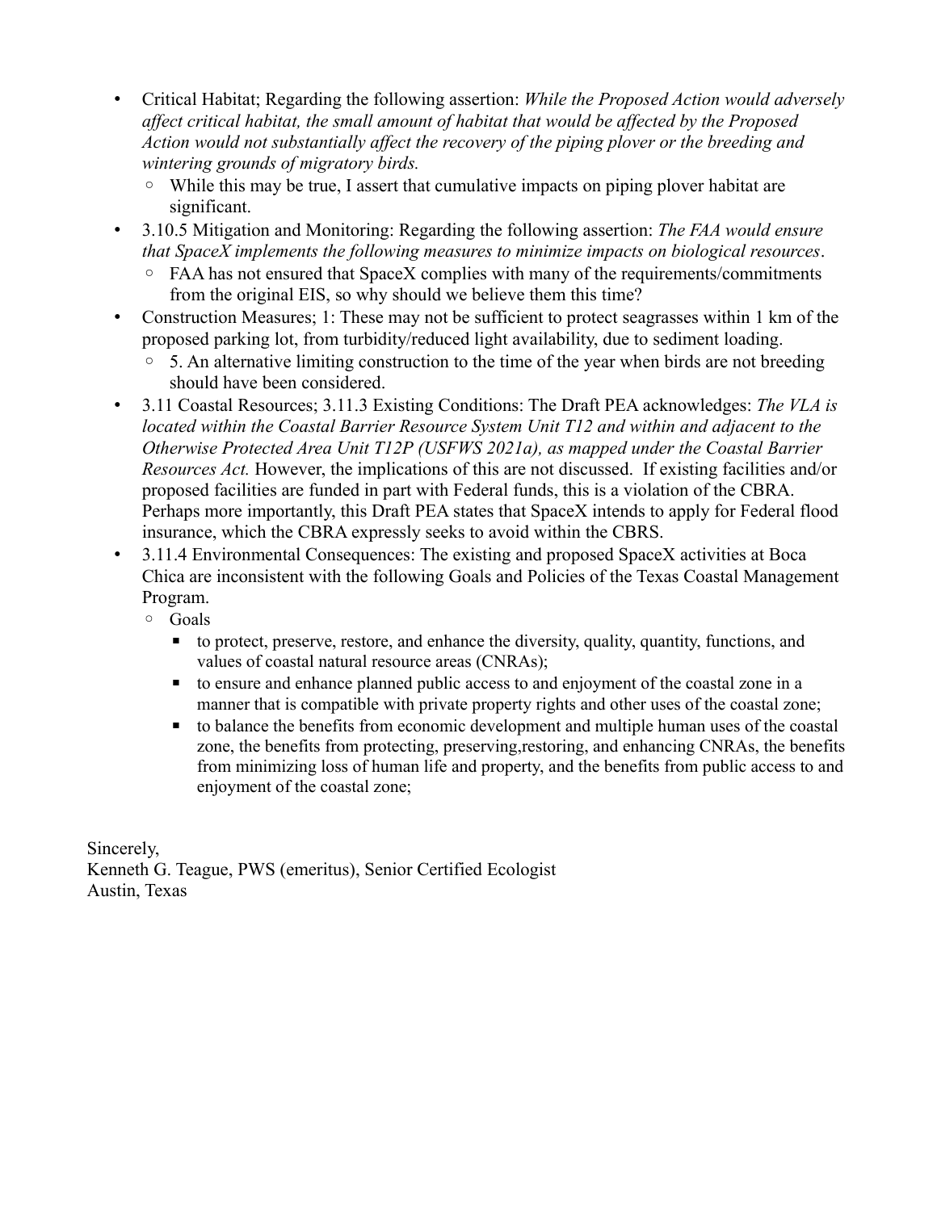- Critical Habitat; Regarding the following assertion: *While the Proposed Action would adversely affect critical habitat, the small amount of habitat that would be affected by the Proposed Action would not substantially affect the recovery of the piping plover or the breeding and wintering grounds of migratory birds.*
  - While this may be true, I assert that cumulative impacts on piping plover habitat are significant.
- 3.10.5 Mitigation and Monitoring: Regarding the following assertion: *The FAA would ensure that SpaceX implements the following measures to minimize impacts on biological resources*.
  - FAA has not ensured that SpaceX complies with many of the requirements/commitments from the original EIS, so why should we believe them this time?
- Construction Measures; 1: These may not be sufficient to protect seagrasses within 1 km of the proposed parking lot, from turbidity/reduced light availability, due to sediment loading.
  - 5. An alternative limiting construction to the time of the year when birds are not breeding should have been considered.
- 3.11 Coastal Resources; 3.11.3 Existing Conditions: The Draft PEA acknowledges: *The VLA is located within the Coastal Barrier Resource System Unit T12 and within and adjacent to the Otherwise Protected Area Unit T12P (USFWS 2021a), as mapped under the Coastal Barrier Resources Act.* However, the implications of this are not discussed. If existing facilities and/or proposed facilities are funded in part with Federal funds, this is a violation of the CBRA. Perhaps more importantly, this Draft PEA states that SpaceX intends to apply for Federal flood insurance, which the CBRA expressly seeks to avoid within the CBRS.
- 3.11.4 Environmental Consequences: The existing and proposed SpaceX activities at Boca Chica are inconsistent with the following Goals and Policies of the Texas Coastal Management Program.
  - Goals
    - to protect, preserve, restore, and enhance the diversity, quality, quantity, functions, and values of coastal natural resource areas (CNRAs);
    - to ensure and enhance planned public access to and enjoyment of the coastal zone in a manner that is compatible with private property rights and other uses of the coastal zone;
    - to balance the benefits from economic development and multiple human uses of the coastal zone, the benefits from protecting, preserving,restoring, and enhancing CNRAs, the benefits from minimizing loss of human life and property, and the benefits from public access to and enjoyment of the coastal zone;

Sincerely,
Kenneth G. Teague, PWS (emeritus), Senior Certified Ecologist
Austin, Texas